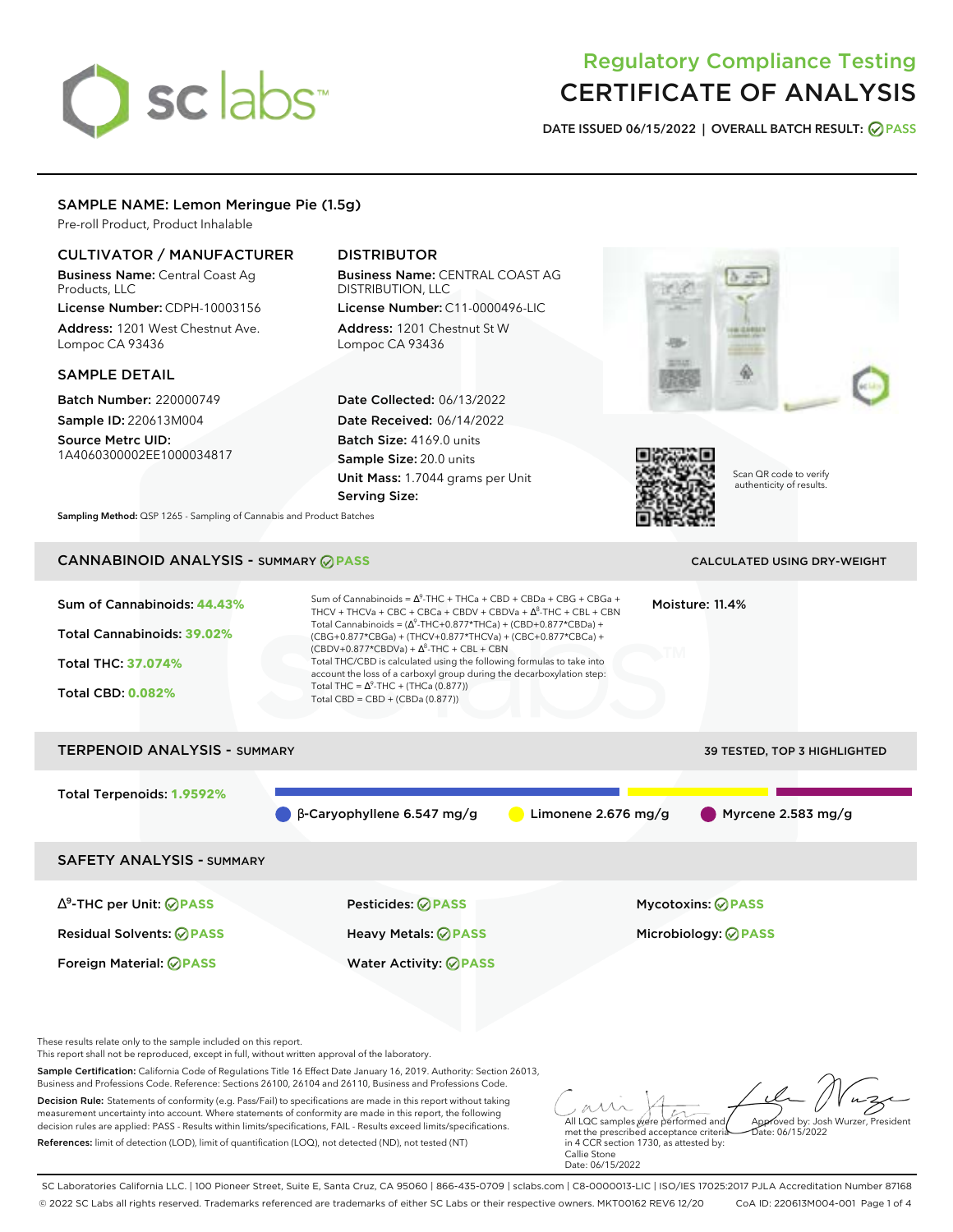# Regulatory Compliance Testing
# CERTIFICATE OF ANALYSIS

**DATE ISSUED 06/15/2022 | OVERALL BATCH RESULT: PASS**

## SAMPLE NAME: Lemon Meringue Pie (1.5g)

Pre-roll Product, Product Inhalable

### CULTIVATOR / MANUFACTURER

**Business Name:** Central Coast Ag Products, LLC

**License Number:** CDPH-10003156

**Address:** 1201 West Chestnut Ave. Lompoc CA 93436

### DISTRIBUTOR

**Business Name:** CENTRAL COAST AG DISTRIBUTION, LLC

**License Number:** C11-0000496-LIC

**Address:** 1201 Chestnut St W Lompoc CA 93436

### SAMPLE DETAIL

**Batch Number:** 220000749

**Sample ID:** 220613M004

**Source Metrc UID:** 1A4060300002EE1000034817

**Date Collected:** 06/13/2022

**Date Received:** 06/14/2022

**Batch Size:** 4169.0 units

**Sample Size:** 20.0 units

**Unit Mass:** 1.7044 grams per Unit

**Serving Size:**

Scan QR code to verify authenticity of results.

**Sampling Method:** QSP 1265 - Sampling of Cannabis and Product Batches

## CANNABINOID ANALYSIS - SUMMARY PASS

CALCULATED USING DRY-WEIGHT

**Sum of Cannabinoids: 44.43%**

**Total Cannabinoids: 39.02%**

**Total THC: 37.074%**

**Total CBD: 0.082%**

Sum of Cannabinoids = $\Delta^9$-THC + THCa + CBD + CBDa + CBG + CBGa + THCV + THCVa + CBC + CBCa + CBDV + CBDVa + $\Delta^8$-THC + CBL + CBN

Total Cannabinoids = ($\Delta^9$-THC+0.877*THCa) + (CBD+0.877*CBDa) + (CBG+0.877*CBGa) + (THCV+0.877*THCVa) + (CBC+0.877*CBCa) + (CBDV+0.877*CBDVa) + $\Delta^8$-THC + CBL + CBN

Total THC/CBD is calculated using the following formulas to take into account the loss of a carboxyl group during the decarboxylation step:

Total THC = $\Delta^9$-THC + (THCa (0.877))

Total CBD = CBD + (CBDa (0.877))

**Moisture:** 11.4%

## TERPENOID ANALYSIS - SUMMARY

39 TESTED, TOP 3 HIGHLIGHTED

**Total Terpenoids: 1.9592%**

β-Caryophyllene 6.547 mg/g | Limonene 2.676 mg/g | Myrcene 2.583 mg/g

## SAFETY ANALYSIS - SUMMARY

| | | |
|---|---|---|
| $\Delta^9$-THC per Unit: PASS | Pesticides: PASS | Mycotoxins: PASS |
| Residual Solvents: PASS | Heavy Metals: PASS | Microbiology: PASS |
| Foreign Material: PASS | Water Activity: PASS | |

These results relate only to the sample included on this report.
This report shall not be reproduced, except in full, without written approval of the laboratory.

**Sample Certification:** California Code of Regulations Title 16 Effect Date January 16, 2019. Authority: Section 26013, Business and Professions Code. Reference: Sections 26100, 26104 and 26110, Business and Professions Code.

**Decision Rule:** Statements of conformity (e.g. Pass/Fail) to specifications are made in this report without taking measurement uncertainty into account. Where statements of conformity are made in this report, the following decision rules are applied: PASS - Results within limits/specifications, FAIL - Results exceed limits/specifications.

**References:** limit of detection (LOD), limit of quantification (LOQ), not detected (ND), not tested (NT)

All LQC samples were performed and met the prescribed acceptance criteria in 4 CCR section 1730, as attested by: Callie Stone Date: 06/15/2022

Approved by: Josh Wurzer, President Date: 06/15/2022

SC Laboratories California LLC. | 100 Pioneer Street, Suite E, Santa Cruz, CA 95060 | 866-435-0709 | sclabs.com | C8-0000013-LIC | ISO/IES 17025:2017 PJLA Accreditation Number 87168
© 2022 SC Labs all rights reserved. Trademarks referenced are trademarks of either SC Labs or their respective owners. MKT00162 REV6 12/20 CoA ID: 220613M004-001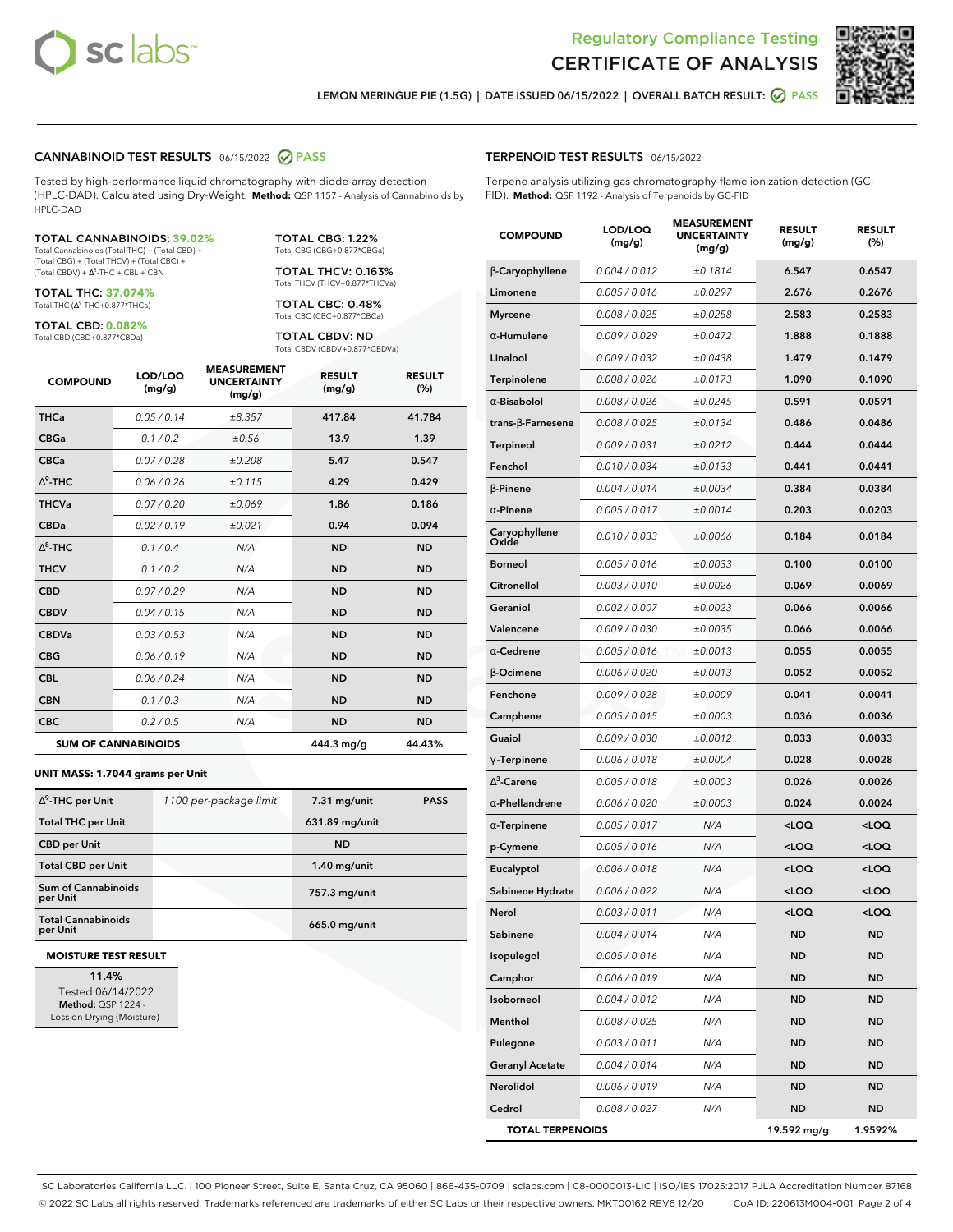# Regulatory Compliance Testing
# CERTIFICATE OF ANALYSIS

LEMON MERINGUE PIE (1.5G) | DATE ISSUED 06/15/2022 | OVERALL BATCH RESULT: PASS

## CANNABINOID TEST RESULTS - 06/15/2022 PASS

Tested by high-performance liquid chromatography with diode-array detection (HPLC-DAD). Calculated using Dry-Weight. **Method:** QSP 1157 - Analysis of Cannabinoids by HPLC-DAD

**TOTAL CANNABINOIDS: 39.02%**
Total Cannabinoids (Total THC) + (Total CBD) + (Total CBG) + (Total THCV) + (Total CBC) + (Total CBDV) + $\Delta^8$-THC + CBL + CBN

**TOTAL THC: 37.074%**
Total THC ($\Delta^9$-THC+0.877*THCa)

**TOTAL CBD: 0.082%**
Total CBD (CBD+0.877*CBDa)

**TOTAL CBG: 1.22%**
Total CBG (CBG+0.877*CBGa)

**TOTAL THCV: 0.163%**
Total THCV (THCV+0.877*THCVa)

**TOTAL CBC: 0.48%**
Total CBC (CBC+0.877*CBCa)

**TOTAL CBDV: ND**
Total CBDV (CBDV+0.877*CBDVa)

| COMPOUND | LOD/LOQ (mg/g) | MEASUREMENT UNCERTAINTY (mg/g) | RESULT (mg/g) | RESULT (%) |
|---|---|---|---|---|
| THCa | 0.05 / 0.14 | ±8.357 | 417.84 | 41.784 |
| CBGa | 0.1 / 0.2 | ±0.56 | 13.9 | 1.39 |
| CBCa | 0.07 / 0.28 | ±0.208 | 5.47 | 0.547 |
| $\Delta^9$-THC | 0.06 / 0.26 | ±0.115 | 4.29 | 0.429 |
| THCVa | 0.07 / 0.20 | ±0.069 | 1.86 | 0.186 |
| CBDa | 0.02 / 0.19 | ±0.021 | 0.94 | 0.094 |
| $\Delta^8$-THC | 0.1 / 0.4 | N/A | ND | ND |
| THCV | 0.1 / 0.2 | N/A | ND | ND |
| CBD | 0.07 / 0.29 | N/A | ND | ND |
| CBDV | 0.04 / 0.15 | N/A | ND | ND |
| CBDVa | 0.03 / 0.53 | N/A | ND | ND |
| CBG | 0.06 / 0.19 | N/A | ND | ND |
| CBL | 0.06 / 0.24 | N/A | ND | ND |
| CBN | 0.1 / 0.3 | N/A | ND | ND |
| CBC | 0.2 / 0.5 | N/A | ND | ND |
| **SUM OF CANNABINOIDS** | | | **444.3 mg/g** | **44.43%** |

**UNIT MASS: 1.7044 grams per Unit**

| | | | |
|---|---|---|---|
| $\Delta^9$-THC per Unit | 1100 per-package limit | 7.31 mg/unit | PASS |
| Total THC per Unit | | 631.89 mg/unit | |
| CBD per Unit | | ND | |
| Total CBD per Unit | | 1.40 mg/unit | |
| Sum of Cannabinoids per Unit | | 757.3 mg/unit | |
| Total Cannabinoids per Unit | | 665.0 mg/unit | |

**MOISTURE TEST RESULT**

11.4%
Tested 06/14/2022
**Method:** QSP 1224 - Loss on Drying (Moisture)

## TERPENOID TEST RESULTS - 06/15/2022

Terpene analysis utilizing gas chromatography-flame ionization detection (GC-FID). **Method:** QSP 1192 - Analysis of Terpenoids by GC-FID

| COMPOUND | LOD/LOQ (mg/g) | MEASUREMENT UNCERTAINTY (mg/g) | RESULT (mg/g) | RESULT (%) |
|---|---|---|---|---|
| β-Caryophyllene | 0.004 / 0.012 | ±0.1814 | 6.547 | 0.6547 |
| Limonene | 0.005 / 0.016 | ±0.0297 | 2.676 | 0.2676 |
| Myrcene | 0.008 / 0.025 | ±0.0258 | 2.583 | 0.2583 |
| α-Humulene | 0.009 / 0.029 | ±0.0472 | 1.888 | 0.1888 |
| Linalool | 0.009 / 0.032 | ±0.0438 | 1.479 | 0.1479 |
| Terpinolene | 0.008 / 0.026 | ±0.0173 | 1.090 | 0.1090 |
| α-Bisabolol | 0.008 / 0.026 | ±0.0245 | 0.591 | 0.0591 |
| trans-β-Farnesene | 0.008 / 0.025 | ±0.0134 | 0.486 | 0.0486 |
| Terpineol | 0.009 / 0.031 | ±0.0212 | 0.444 | 0.0444 |
| Fenchol | 0.010 / 0.034 | ±0.0133 | 0.441 | 0.0441 |
| β-Pinene | 0.004 / 0.014 | ±0.0034 | 0.384 | 0.0384 |
| α-Pinene | 0.005 / 0.017 | ±0.0014 | 0.203 | 0.0203 |
| Caryophyllene Oxide | 0.010 / 0.033 | ±0.0066 | 0.184 | 0.0184 |
| Borneol | 0.005 / 0.016 | ±0.0033 | 0.100 | 0.0100 |
| Citronellol | 0.003 / 0.010 | ±0.0026 | 0.069 | 0.0069 |
| Geraniol | 0.002 / 0.007 | ±0.0023 | 0.066 | 0.0066 |
| Valencene | 0.009 / 0.030 | ±0.0035 | 0.066 | 0.0066 |
| α-Cedrene | 0.005 / 0.016 | ±0.0013 | 0.055 | 0.0055 |
| β-Ocimene | 0.006 / 0.020 | ±0.0013 | 0.052 | 0.0052 |
| Fenchone | 0.009 / 0.028 | ±0.0009 | 0.041 | 0.0041 |
| Camphene | 0.005 / 0.015 | ±0.0003 | 0.036 | 0.0036 |
| Guaiol | 0.009 / 0.030 | ±0.0012 | 0.033 | 0.0033 |
| γ-Terpinene | 0.006 / 0.018 | ±0.0004 | 0.028 | 0.0028 |
| $\Delta^3$-Carene | 0.005 / 0.018 | ±0.0003 | 0.026 | 0.0026 |
| α-Phellandrene | 0.006 / 0.020 | ±0.0003 | 0.024 | 0.0024 |
| α-Terpinene | 0.005 / 0.017 | N/A | <LOQ | <LOQ |
| p-Cymene | 0.005 / 0.016 | N/A | <LOQ | <LOQ |
| Eucalyptol | 0.006 / 0.018 | N/A | <LOQ | <LOQ |
| Sabinene Hydrate | 0.006 / 0.022 | N/A | <LOQ | <LOQ |
| Nerol | 0.003 / 0.011 | N/A | <LOQ | <LOQ |
| Sabinene | 0.004 / 0.014 | N/A | ND | ND |
| Isopulegol | 0.005 / 0.016 | N/A | ND | ND |
| Camphor | 0.006 / 0.019 | N/A | ND | ND |
| Isoborneol | 0.004 / 0.012 | N/A | ND | ND |
| Menthol | 0.008 / 0.025 | N/A | ND | ND |
| Pulegone | 0.003 / 0.011 | N/A | ND | ND |
| Geranyl Acetate | 0.004 / 0.014 | N/A | ND | ND |
| Nerolidol | 0.006 / 0.019 | N/A | ND | ND |
| Cedrol | 0.008 / 0.027 | N/A | ND | ND |
| **TOTAL TERPENOIDS** | | | **19.592 mg/g** | **1.9592%** |

SC Laboratories California LLC. | 100 Pioneer Street, Suite E, Santa Cruz, CA 95060 | 866-435-0709 | sclabs.com | C8-0000013-LIC | ISO/IES 17025:2017 PJLA Accreditation Number 87168
© 2022 SC Labs all rights reserved. Trademarks referenced are trademarks of either SC Labs or their respective owners. MKT00162 REV6 12/20 CoA ID: 220613M004-001